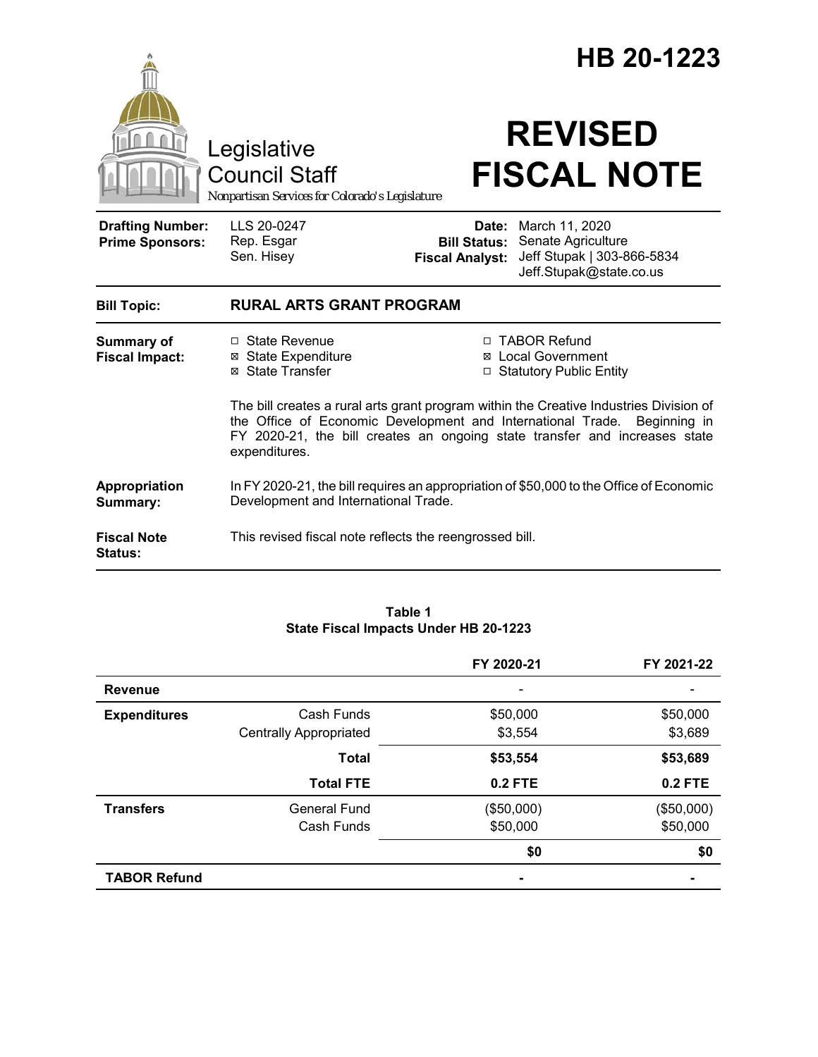# HB 20-1223

Legislative Council Staff

*Nonpartisan Services for Colorado's Legislature*

# REVISED FISCAL NOTE

| | | | |
|---|---|---|---|
| **Drafting Number:** | LLS 20-0247 | **Date:** | March 11, 2020 |
| **Prime Sponsors:** | Rep. Esgar<br>Sen. Hisey | **Bill Status:** | Senate Agriculture |
| | | **Fiscal Analyst:** | Jeff Stupak \| 303-866-5834<br>Jeff.Stupak@state.co.us |

**Bill Topic:** **RURAL ARTS GRANT PROGRAM**

**Summary of Fiscal Impact:**

- ☐ State Revenue
- ☒ State Expenditure
- ☒ State Transfer
- ☐ TABOR Refund
- ☒ Local Government
- ☐ Statutory Public Entity

The bill creates a rural arts grant program within the Creative Industries Division of the Office of Economic Development and International Trade. Beginning in FY 2020-21, the bill creates an ongoing state transfer and increases state expenditures.

**Appropriation Summary:** In FY 2020-21, the bill requires an appropriation of $50,000 to the Office of Economic Development and International Trade.

**Fiscal Note Status:** This revised fiscal note reflects the reengrossed bill.

**Table 1**
**State Fiscal Impacts Under HB 20-1223**

| | | FY 2020-21 | FY 2021-22 |
|---|---|---|---|
| **Revenue** | | - | - |
| **Expenditures** | Cash Funds | $50,000 | $50,000 |
| | Centrally Appropriated | $3,554 | $3,689 |
| | **Total** | **$53,554** | **$53,689** |
| | **Total FTE** | **0.2 FTE** | **0.2 FTE** |
| **Transfers** | General Fund | ($50,000) | ($50,000) |
| | Cash Funds | $50,000 | $50,000 |
| | | **$0** | **$0** |
| **TABOR Refund** | | **-** | **-** |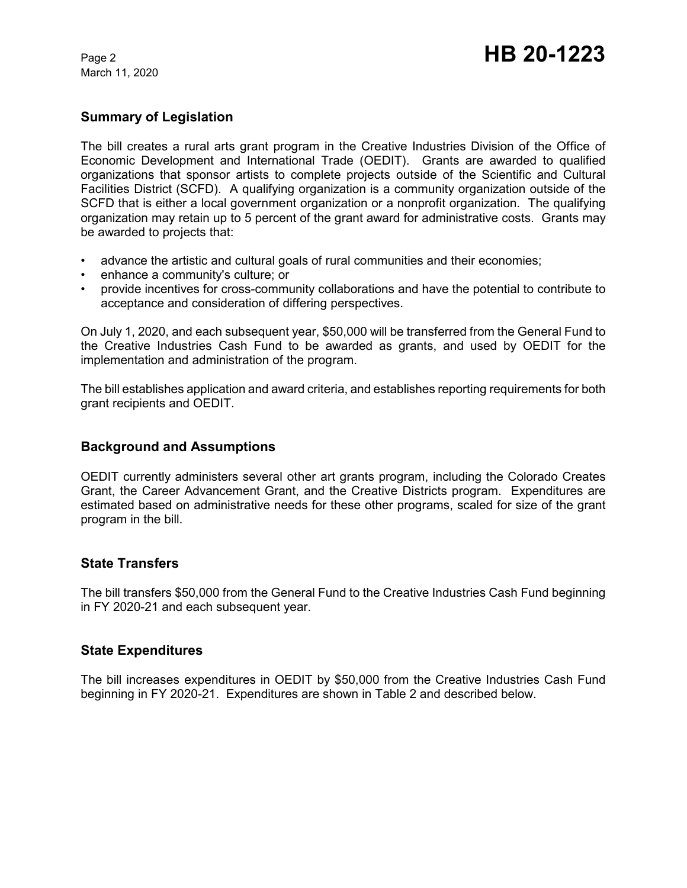## Summary of Legislation

The bill creates a rural arts grant program in the Creative Industries Division of the Office of Economic Development and International Trade (OEDIT). Grants are awarded to qualified organizations that sponsor artists to complete projects outside of the Scientific and Cultural Facilities District (SCFD). A qualifying organization is a community organization outside of the SCFD that is either a local government organization or a nonprofit organization. The qualifying organization may retain up to 5 percent of the grant award for administrative costs. Grants may be awarded to projects that:

- advance the artistic and cultural goals of rural communities and their economies;
- enhance a community's culture; or
- provide incentives for cross-community collaborations and have the potential to contribute to acceptance and consideration of differing perspectives.

On July 1, 2020, and each subsequent year, $50,000 will be transferred from the General Fund to the Creative Industries Cash Fund to be awarded as grants, and used by OEDIT for the implementation and administration of the program.

The bill establishes application and award criteria, and establishes reporting requirements for both grant recipients and OEDIT.

## Background and Assumptions

OEDIT currently administers several other art grants program, including the Colorado Creates Grant, the Career Advancement Grant, and the Creative Districts program. Expenditures are estimated based on administrative needs for these other programs, scaled for size of the grant program in the bill.

## State Transfers

The bill transfers $50,000 from the General Fund to the Creative Industries Cash Fund beginning in FY 2020-21 and each subsequent year.

## State Expenditures

The bill increases expenditures in OEDIT by $50,000 from the Creative Industries Cash Fund beginning in FY 2020-21. Expenditures are shown in Table 2 and described below.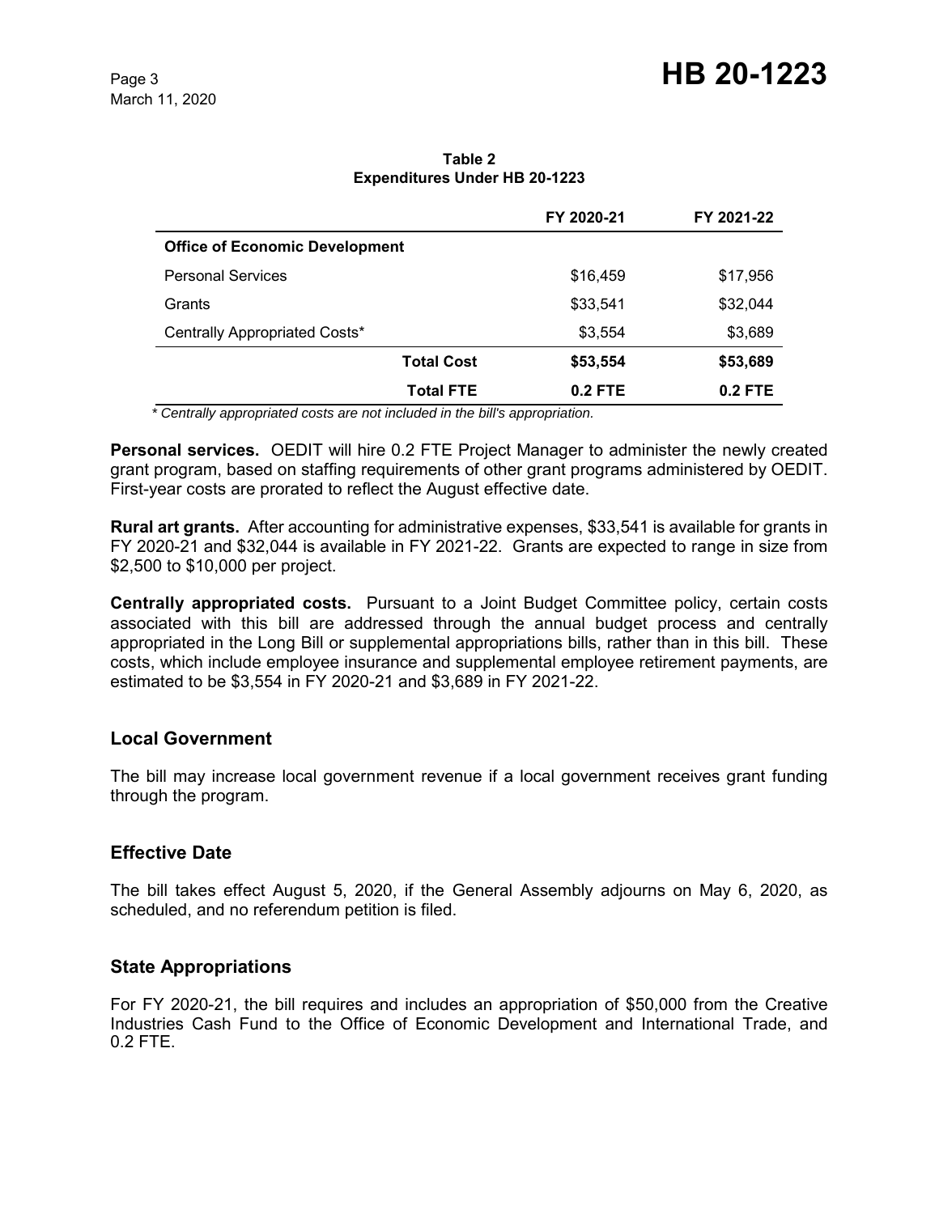**Table 2**
**Expenditures Under HB 20-1223**

| | FY 2020-21 | FY 2021-22 |
|---|---|---|
| **Office of Economic Development** | | |
| Personal Services | $16,459 | $17,956 |
| Grants | $33,541 | $32,044 |
| Centrally Appropriated Costs* | $3,554 | $3,689 |
| **Total Cost** | **$53,554** | **$53,689** |
| **Total FTE** | **0.2 FTE** | **0.2 FTE** |

*\* Centrally appropriated costs are not included in the bill's appropriation.*

**Personal services.** OEDIT will hire 0.2 FTE Project Manager to administer the newly created grant program, based on staffing requirements of other grant programs administered by OEDIT. First-year costs are prorated to reflect the August effective date.

**Rural art grants.** After accounting for administrative expenses, $33,541 is available for grants in FY 2020-21 and $32,044 is available in FY 2021-22. Grants are expected to range in size from $2,500 to $10,000 per project.

**Centrally appropriated costs.** Pursuant to a Joint Budget Committee policy, certain costs associated with this bill are addressed through the annual budget process and centrally appropriated in the Long Bill or supplemental appropriations bills, rather than in this bill. These costs, which include employee insurance and supplemental employee retirement payments, are estimated to be $3,554 in FY 2020-21 and $3,689 in FY 2021-22.

## Local Government

The bill may increase local government revenue if a local government receives grant funding through the program.

## Effective Date

The bill takes effect August 5, 2020, if the General Assembly adjourns on May 6, 2020, as scheduled, and no referendum petition is filed.

## State Appropriations

For FY 2020-21, the bill requires and includes an appropriation of $50,000 from the Creative Industries Cash Fund to the Office of Economic Development and International Trade, and 0.2 FTE.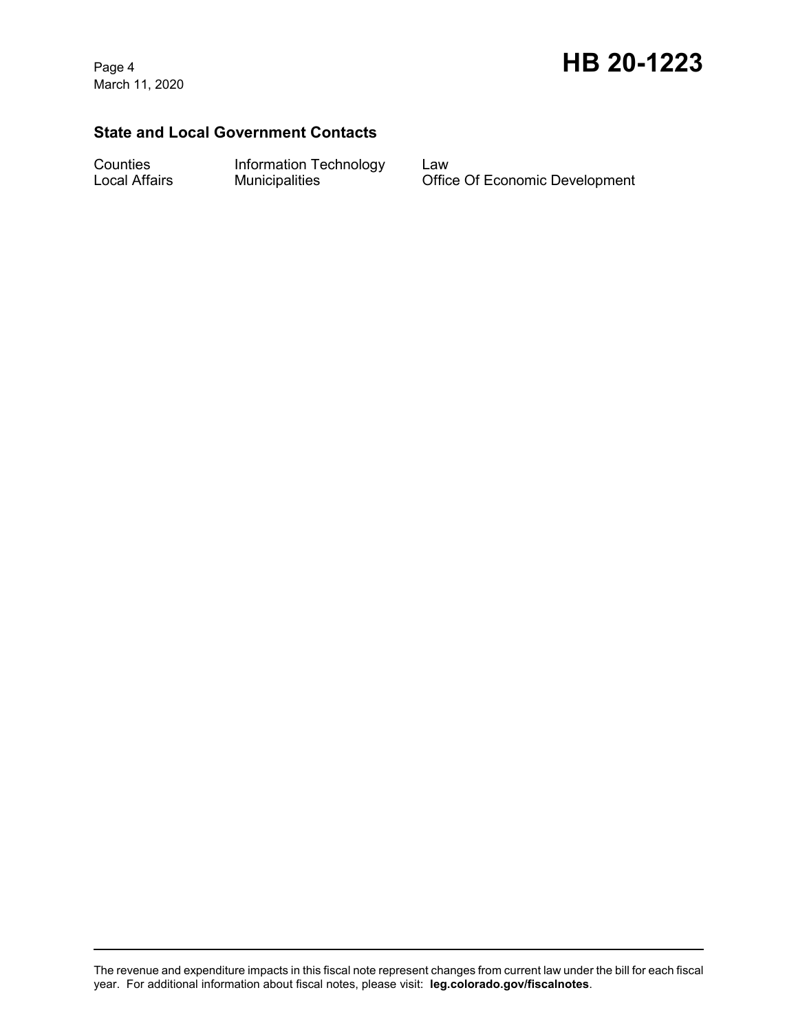## State and Local Government Contacts

| | | |
|---|---|---|
| Counties | Information Technology | Law |
| Local Affairs | Municipalities | Office Of Economic Development |

The revenue and expenditure impacts in this fiscal note represent changes from current law under the bill for each fiscal year. For additional information about fiscal notes, please visit: **leg.colorado.gov/fiscalnotes**.